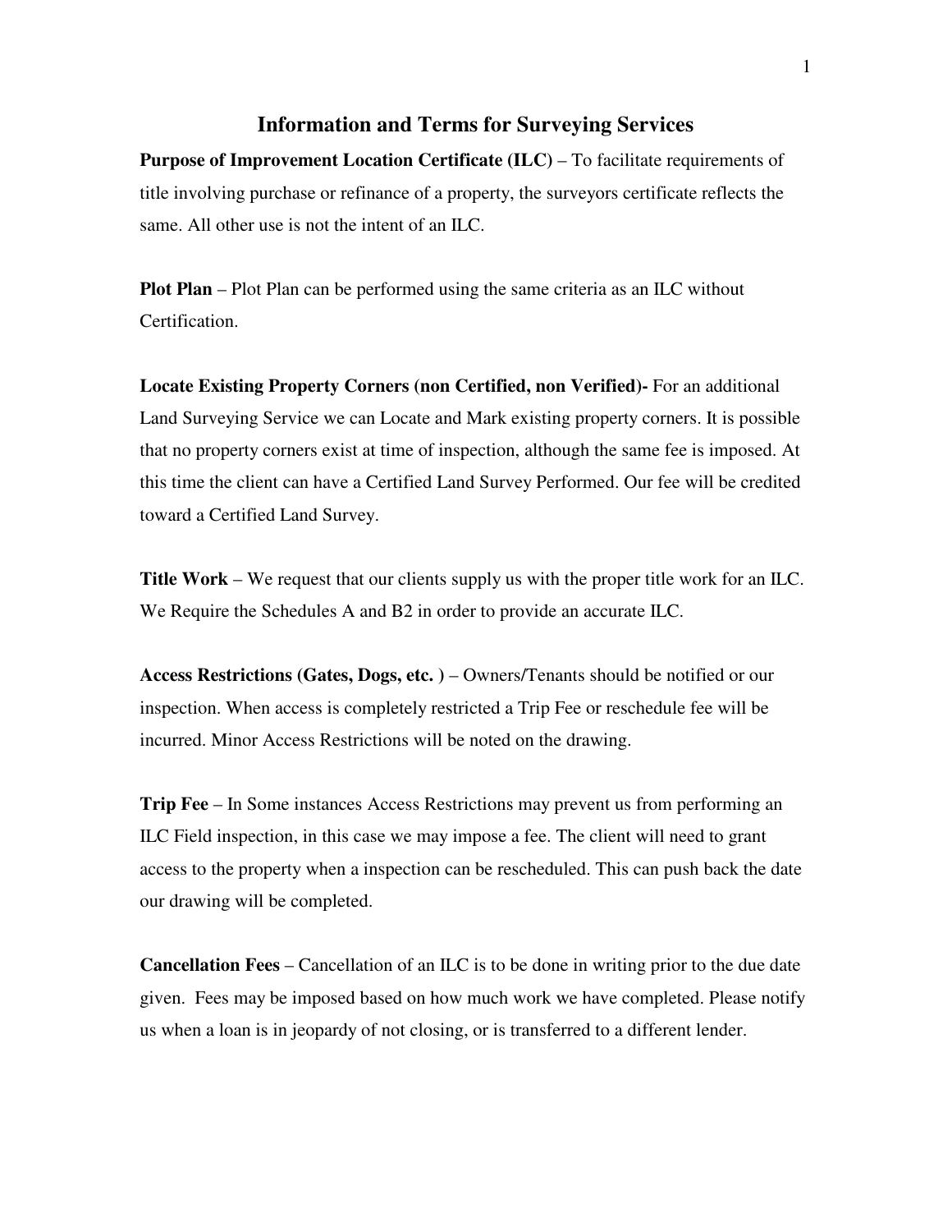# Information and Terms for Surveying Services

**Purpose of Improvement Location Certificate (ILC)** – To facilitate requirements of title involving purchase or refinance of a property, the surveyors certificate reflects the same. All other use is not the intent of an ILC.

**Plot Plan** – Plot Plan can be performed using the same criteria as an ILC without Certification.

**Locate Existing Property Corners (non Certified, non Verified)-** For an additional Land Surveying Service we can Locate and Mark existing property corners. It is possible that no property corners exist at time of inspection, although the same fee is imposed. At this time the client can have a Certified Land Survey Performed. Our fee will be credited toward a Certified Land Survey.

**Title Work** – We request that our clients supply us with the proper title work for an ILC. We Require the Schedules A and B2 in order to provide an accurate ILC.

**Access Restrictions (Gates, Dogs, etc. )** – Owners/Tenants should be notified or our inspection. When access is completely restricted a Trip Fee or reschedule fee will be incurred. Minor Access Restrictions will be noted on the drawing.

**Trip Fee** – In Some instances Access Restrictions may prevent us from performing an ILC Field inspection, in this case we may impose a fee. The client will need to grant access to the property when a inspection can be rescheduled. This can push back the date our drawing will be completed.

**Cancellation Fees** – Cancellation of an ILC is to be done in writing prior to the due date given. Fees may be imposed based on how much work we have completed. Please notify us when a loan is in jeopardy of not closing, or is transferred to a different lender.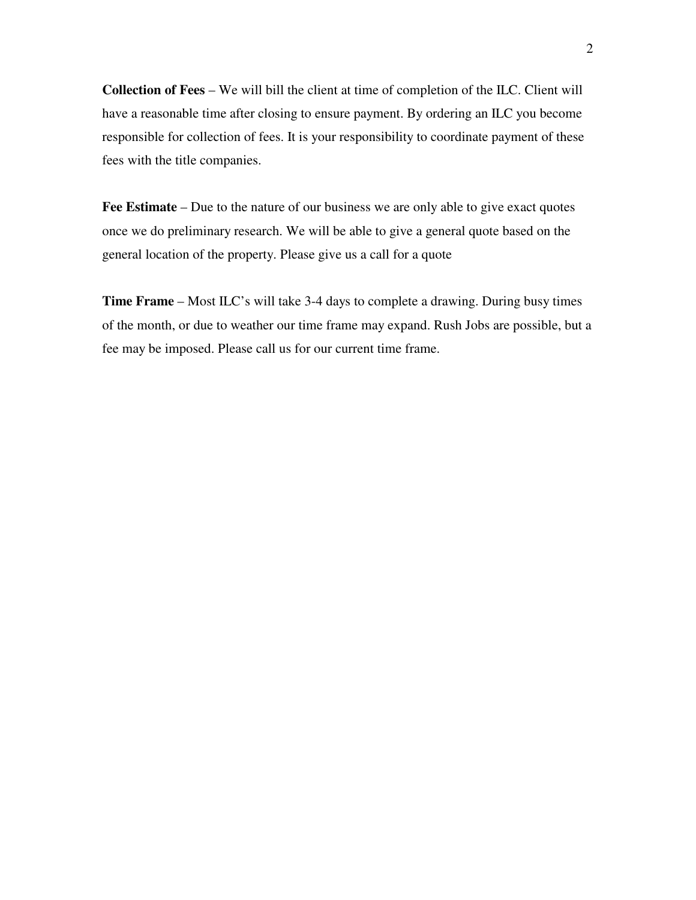**Collection of Fees** – We will bill the client at time of completion of the ILC. Client will have a reasonable time after closing to ensure payment. By ordering an ILC you become responsible for collection of fees. It is your responsibility to coordinate payment of these fees with the title companies.

**Fee Estimate** – Due to the nature of our business we are only able to give exact quotes once we do preliminary research. We will be able to give a general quote based on the general location of the property. Please give us a call for a quote

**Time Frame** – Most ILC's will take 3-4 days to complete a drawing. During busy times of the month, or due to weather our time frame may expand. Rush Jobs are possible, but a fee may be imposed. Please call us for our current time frame.